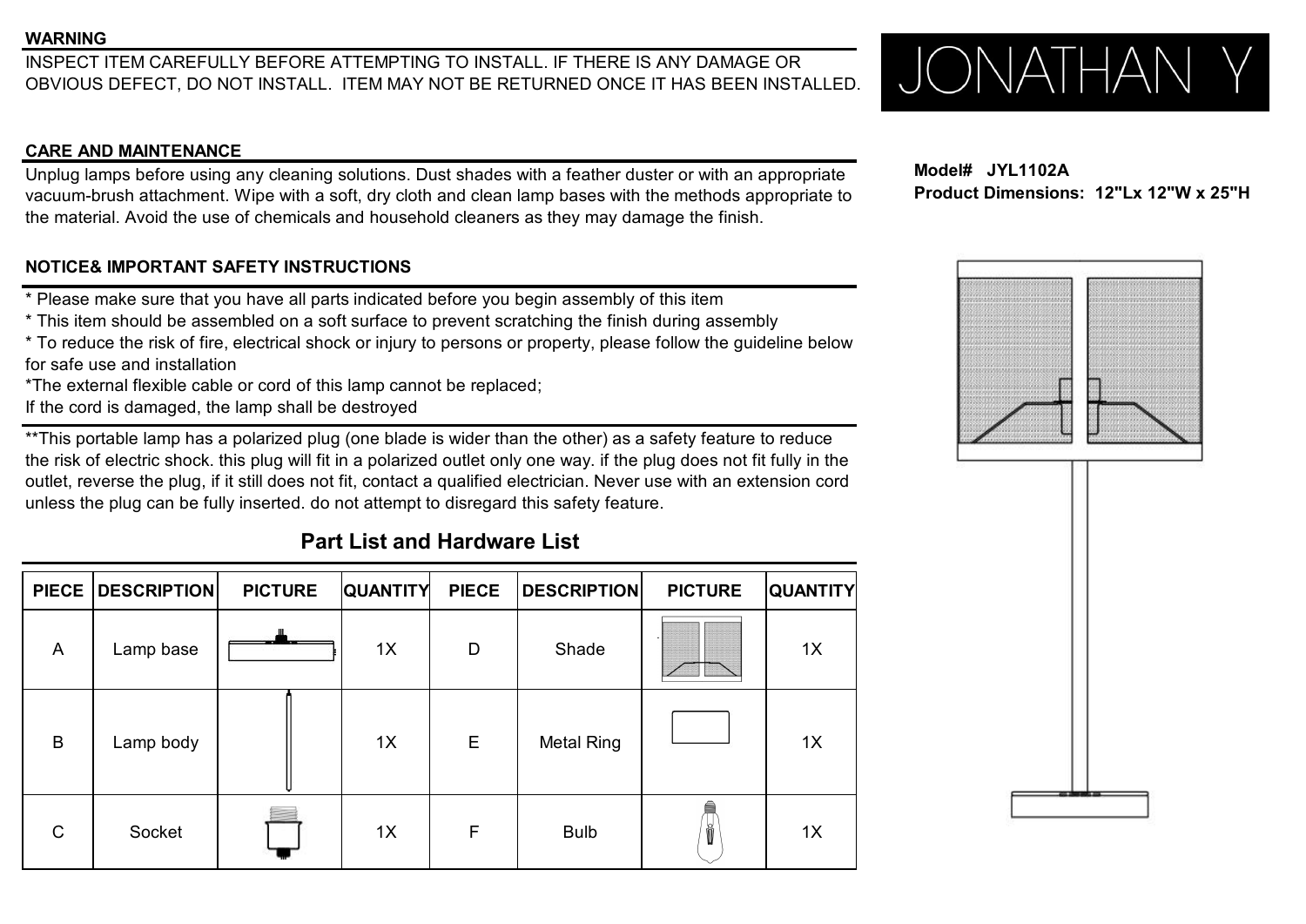## WARNING

INSPECT ITEM CAREFULLY BEFORE ATTEMPTING TO INSTALL. IF THERE IS ANY DAMAGE OR OBVIOUS DEFECT, DO NOT INSTALL. ITEM MAY NOT BE RETURNED ONCE IT HAS BEEN INSTALLED.

JONATHAN Y

**Model# JYL1102A**
**Product Dimensions: 12"Lx 12"W x 25"H**

## CARE AND MAINTENANCE

Unplug lamps before using any cleaning solutions. Dust shades with a feather duster or with an appropriate vacuum-brush attachment. Wipe with a soft, dry cloth and clean lamp bases with the methods appropriate to the material. Avoid the use of chemicals and household cleaners as they may damage the finish.

## NOTICE& IMPORTANT SAFETY INSTRUCTIONS

* Please make sure that you have all parts indicated before you begin assembly of this item
* This item should be assembled on a soft surface to prevent scratching the finish during assembly
* To reduce the risk of fire, electrical shock or injury to persons or property, please follow the guideline below for safe use and installation
*The external flexible cable or cord of this lamp cannot be replaced;
If the cord is damaged, the lamp shall be destroyed

**This portable lamp has a polarized plug (one blade is wider than the other) as a safety feature to reduce the risk of electric shock. this plug will fit in a polarized outlet only one way. if the plug does not fit fully in the outlet, reverse the plug, if it still does not fit, contact a qualified electrician. Never use with an extension cord unless the plug can be fully inserted. do not attempt to disregard this safety feature.

## Part List and Hardware List

| PIECE | DESCRIPTION | PICTURE | QUANTITY | PIECE | DESCRIPTION | PICTURE | QUANTITY |
|---|---|---|---|---|---|---|---|
| A | Lamp base | | 1X | D | Shade | | 1X |
| B | Lamp body | | 1X | E | Metal Ring | | 1X |
| C | Socket | | 1X | F | Bulb | | 1X |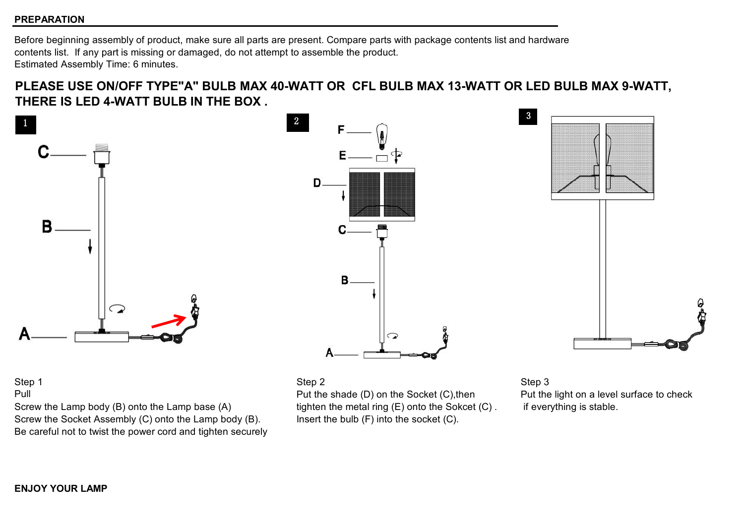## PREPARATION

Before beginning assembly of product, make sure all parts are present. Compare parts with package contents list and hardware contents list. If any part is missing or damaged, do not attempt to assemble the product.
Estimated Assembly Time: 6 minutes.

**PLEASE USE ON/OFF TYPE"A" BULB MAX 40-WATT OR CFL BULB MAX 13-WATT OR LED BULB MAX 9-WATT, THERE IS LED 4-WATT BULB IN THE BOX .**

1

C
B
A

2

F
E
D
C
B
A

3

Step 1
Pull
Screw the Lamp body (B) onto the Lamp base (A)
Screw the Socket Assembly (C) onto the Lamp body (B).
Be careful not to twist the power cord and tighten securely

Step 2
Put the shade (D) on the Socket (C),then tighten the metal ring (E) onto the Sokcet (C) .
Insert the bulb (F) into the socket (C).

Step 3
Put the light on a level surface to check if everything is stable.

**ENJOY YOUR LAMP**